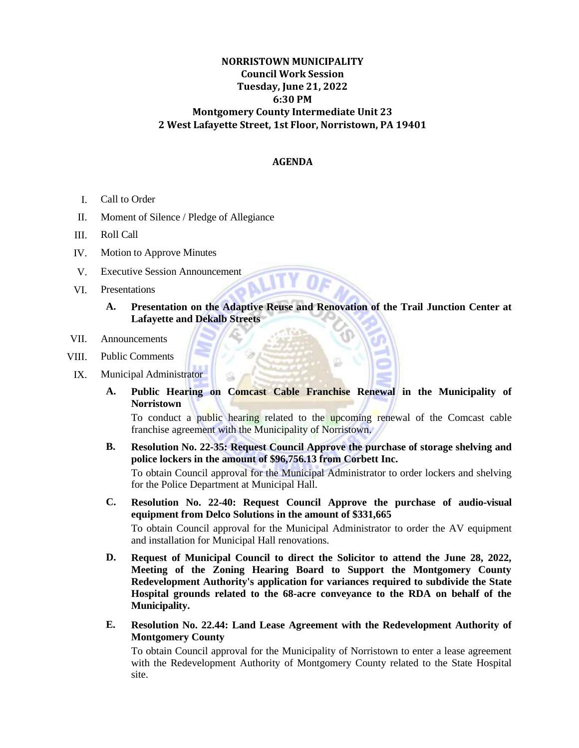# NORRISTOWN MUNICIPALITY

## Council Work Session

## Tuesday, June 21, 2022

## 6:30 PM

## Montgomery County Intermediate Unit 23

## 2 West Lafayette Street, 1st Floor, Norristown, PA 19401

### AGENDA

I. Call to Order

II. Moment of Silence / Pledge of Allegiance

III. Roll Call

IV. Motion to Approve Minutes

V. Executive Session Announcement

VI. Presentations

   A. **Presentation on the Adaptive Reuse and Renovation of the Trail Junction Center at Lafayette and Dekalb Streets**

VII. Announcements

VIII. Public Comments

IX. Municipal Administrator

   A. **Public Hearing on Comcast Cable Franchise Renewal in the Municipality of Norristown**

   To conduct a public hearing related to the upcoming renewal of the Comcast cable franchise agreement with the Municipality of Norristown.

   B. **Resolution No. 22-35: Request Council Approve the purchase of storage shelving and police lockers in the amount of $96,756.13 from Corbett Inc.**

   To obtain Council approval for the Municipal Administrator to order lockers and shelving for the Police Department at Municipal Hall.

   C. **Resolution No. 22-40: Request Council Approve the purchase of audio-visual equipment from Delco Solutions in the amount of $331,665**

   To obtain Council approval for the Municipal Administrator to order the AV equipment and installation for Municipal Hall renovations.

   D. **Request of Municipal Council to direct the Solicitor to attend the June 28, 2022, Meeting of the Zoning Hearing Board to Support the Montgomery County Redevelopment Authority's application for variances required to subdivide the State Hospital grounds related to the 68-acre conveyance to the RDA on behalf of the Municipality.**

   E. **Resolution No. 22.44: Land Lease Agreement with the Redevelopment Authority of Montgomery County**

   To obtain Council approval for the Municipality of Norristown to enter a lease agreement with the Redevelopment Authority of Montgomery County related to the State Hospital site.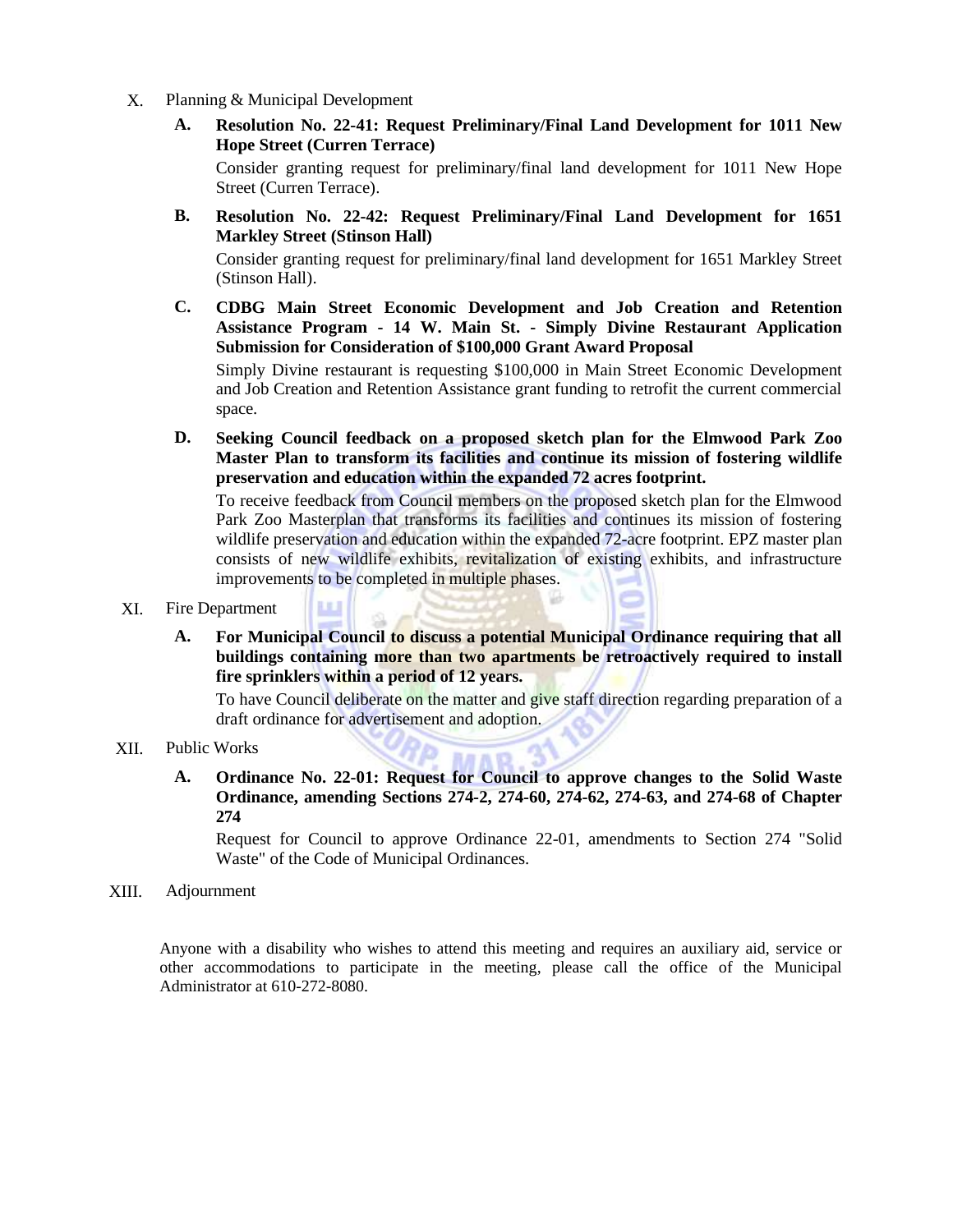X. Planning & Municipal Development

**A. Resolution No. 22-41: Request Preliminary/Final Land Development for 1011 New Hope Street (Curren Terrace)**

Consider granting request for preliminary/final land development for 1011 New Hope Street (Curren Terrace).

**B. Resolution No. 22-42: Request Preliminary/Final Land Development for 1651 Markley Street (Stinson Hall)**

Consider granting request for preliminary/final land development for 1651 Markley Street (Stinson Hall).

**C. CDBG Main Street Economic Development and Job Creation and Retention Assistance Program - 14 W. Main St. - Simply Divine Restaurant Application Submission for Consideration of $100,000 Grant Award Proposal**

Simply Divine restaurant is requesting $100,000 in Main Street Economic Development and Job Creation and Retention Assistance grant funding to retrofit the current commercial space.

**D. Seeking Council feedback on a proposed sketch plan for the Elmwood Park Zoo Master Plan to transform its facilities and continue its mission of fostering wildlife preservation and education within the expanded 72 acres footprint.**

To receive feedback from Council members on the proposed sketch plan for the Elmwood Park Zoo Masterplan that transforms its facilities and continues its mission of fostering wildlife preservation and education within the expanded 72-acre footprint. EPZ master plan consists of new wildlife exhibits, revitalization of existing exhibits, and infrastructure improvements to be completed in multiple phases.

XI. Fire Department

**A. For Municipal Council to discuss a potential Municipal Ordinance requiring that all buildings containing more than two apartments be retroactively required to install fire sprinklers within a period of 12 years.**

To have Council deliberate on the matter and give staff direction regarding preparation of a draft ordinance for advertisement and adoption.

XII. Public Works

**A. Ordinance No. 22-01: Request for Council to approve changes to the Solid Waste Ordinance, amending Sections 274-2, 274-60, 274-62, 274-63, and 274-68 of Chapter 274**

Request for Council to approve Ordinance 22-01, amendments to Section 274 "Solid Waste" of the Code of Municipal Ordinances.

XIII. Adjournment

Anyone with a disability who wishes to attend this meeting and requires an auxiliary aid, service or other accommodations to participate in the meeting, please call the office of the Municipal Administrator at 610-272-8080.